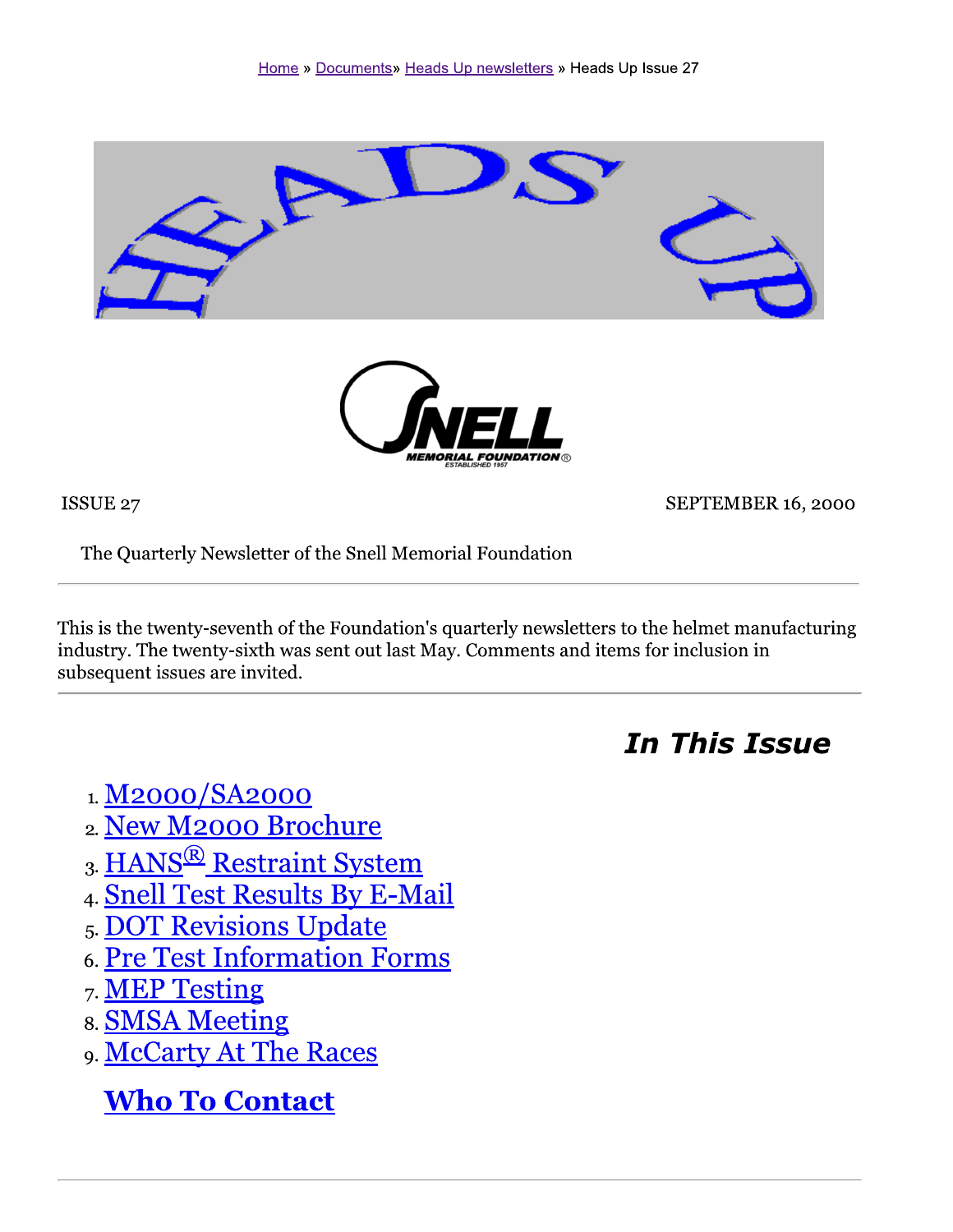Home » Documents» Heads Up newsletters » Heads Up Issue 27

# HEADS UP

SNELL MEMORIAL FOUNDATION® ESTABLISHED 1957

ISSUE 27 SEPTEMBER 16, 2000

The Quarterly Newsletter of the Snell Memorial Foundation

---

This is the twenty-seventh of the Foundation's quarterly newsletters to the helmet manufacturing industry. The twenty-sixth was sent out last May. Comments and items for inclusion in subsequent issues are invited.

---

## *In This Issue*

1. M2000/SA2000
2. New M2000 Brochure
3. HANS® Restraint System
4. Snell Test Results By E-Mail
5. DOT Revisions Update
6. Pre Test Information Forms
7. MEP Testing
8. SMSA Meeting
9. McCarty At The Races

**Who To Contact**

---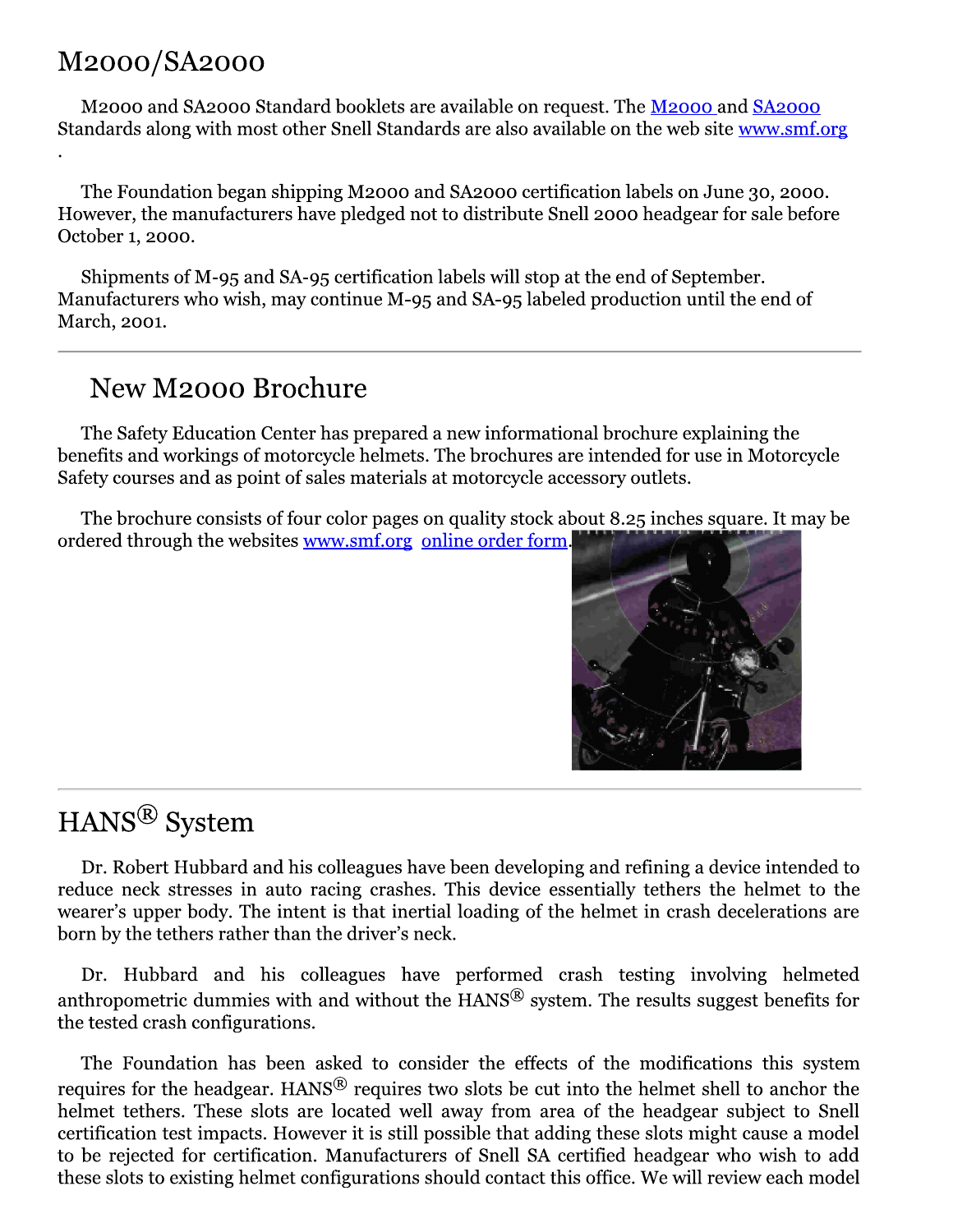## M2000/SA2000

M2000 and SA2000 Standard booklets are available on request. The M2000 and SA2000 Standards along with most other Snell Standards are also available on the web site www.smf.org.

The Foundation began shipping M2000 and SA2000 certification labels on June 30, 2000. However, the manufacturers have pledged not to distribute Snell 2000 headgear for sale before October 1, 2000.

Shipments of M-95 and SA-95 certification labels will stop at the end of September. Manufacturers who wish, may continue M-95 and SA-95 labeled production until the end of March, 2001.

---

## New M2000 Brochure

The Safety Education Center has prepared a new informational brochure explaining the benefits and workings of motorcycle helmets. The brochures are intended for use in Motorcycle Safety courses and as point of sales materials at motorcycle accessory outlets.

The brochure consists of four color pages on quality stock about 8.25 inches square. It may be ordered through the websites www.smf.org online order form.

---

## HANS® System

Dr. Robert Hubbard and his colleagues have been developing and refining a device intended to reduce neck stresses in auto racing crashes. This device essentially tethers the helmet to the wearer's upper body. The intent is that inertial loading of the helmet in crash decelerations are born by the tethers rather than the driver's neck.

Dr. Hubbard and his colleagues have performed crash testing involving helmeted anthropometric dummies with and without the HANS® system. The results suggest benefits for the tested crash configurations.

The Foundation has been asked to consider the effects of the modifications this system requires for the headgear. HANS® requires two slots be cut into the helmet shell to anchor the helmet tethers. These slots are located well away from area of the headgear subject to Snell certification test impacts. However it is still possible that adding these slots might cause a model to be rejected for certification. Manufacturers of Snell SA certified headgear who wish to add these slots to existing helmet configurations should contact this office. We will review each model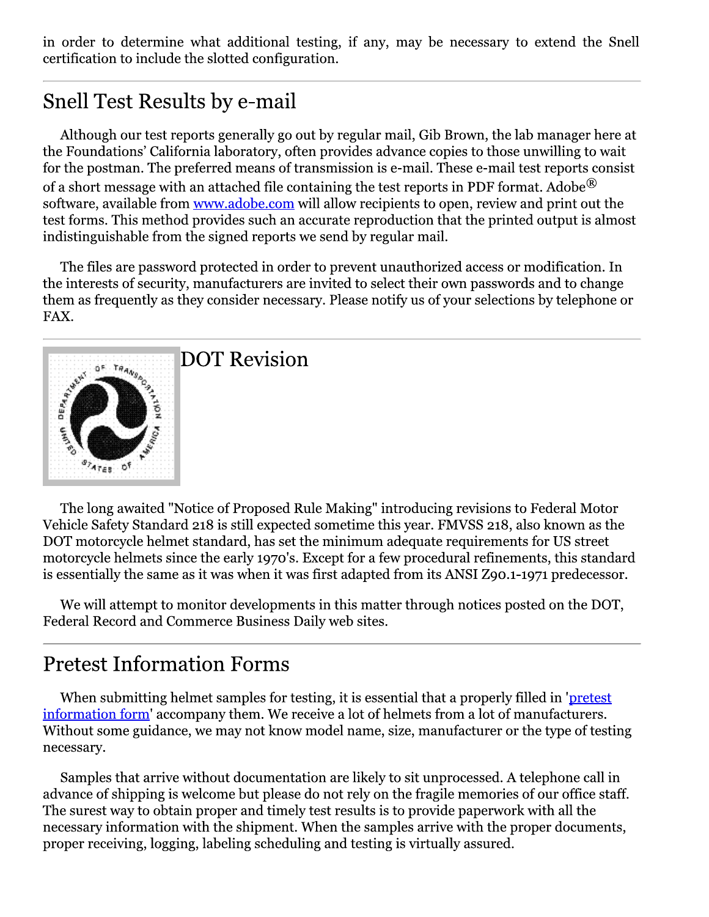in order to determine what additional testing, if any, may be necessary to extend the Snell certification to include the slotted configuration.

---

## Snell Test Results by e-mail

Although our test reports generally go out by regular mail, Gib Brown, the lab manager here at the Foundations' California laboratory, often provides advance copies to those unwilling to wait for the postman. The preferred means of transmission is e-mail. These e-mail test reports consist of a short message with an attached file containing the test reports in PDF format. Adobe® software, available from [www.adobe.com](www.adobe.com) will allow recipients to open, review and print out the test forms. This method provides such an accurate reproduction that the printed output is almost indistinguishable from the signed reports we send by regular mail.

The files are password protected in order to prevent unauthorized access or modification. In the interests of security, manufacturers are invited to select their own passwords and to change them as frequently as they consider necessary. Please notify us of your selections by telephone or FAX.

---

## DOT Revision

The long awaited "Notice of Proposed Rule Making" introducing revisions to Federal Motor Vehicle Safety Standard 218 is still expected sometime this year. FMVSS 218, also known as the DOT motorcycle helmet standard, has set the minimum adequate requirements for US street motorcycle helmets since the early 1970's. Except for a few procedural refinements, this standard is essentially the same as it was when it was first adapted from its ANSI Z90.1-1971 predecessor.

We will attempt to monitor developments in this matter through notices posted on the DOT, Federal Record and Commerce Business Daily web sites.

---

## Pretest Information Forms

When submitting helmet samples for testing, it is essential that a properly filled in '[pretest information form]' accompany them. We receive a lot of helmets from a lot of manufacturers. Without some guidance, we may not know model name, size, manufacturer or the type of testing necessary.

Samples that arrive without documentation are likely to sit unprocessed. A telephone call in advance of shipping is welcome but please do not rely on the fragile memories of our office staff. The surest way to obtain proper and timely test results is to provide paperwork with all the necessary information with the shipment. When the samples arrive with the proper documents, proper receiving, logging, labeling scheduling and testing is virtually assured.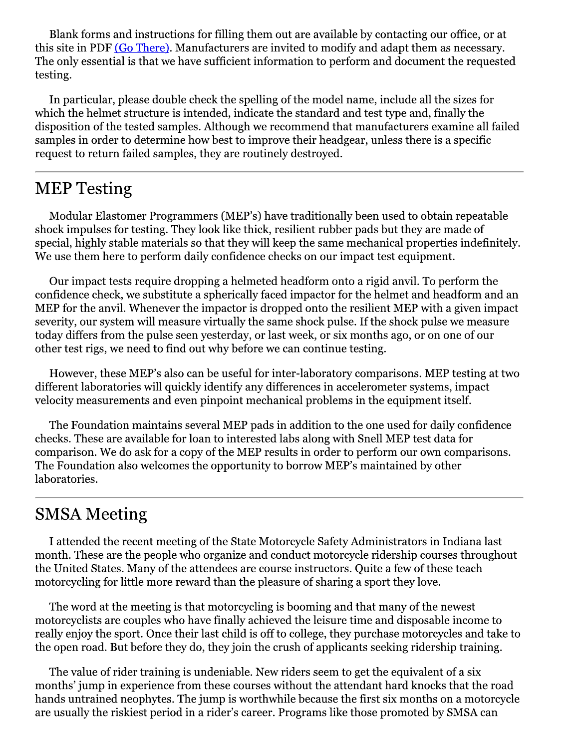Blank forms and instructions for filling them out are available by contacting our office, or at this site in PDF (Go There). Manufacturers are invited to modify and adapt them as necessary. The only essential is that we have sufficient information to perform and document the requested testing.

In particular, please double check the spelling of the model name, include all the sizes for which the helmet structure is intended, indicate the standard and test type and, finally the disposition of the tested samples. Although we recommend that manufacturers examine all failed samples in order to determine how best to improve their headgear, unless there is a specific request to return failed samples, they are routinely destroyed.

---

## MEP Testing

Modular Elastomer Programmers (MEP's) have traditionally been used to obtain repeatable shock impulses for testing. They look like thick, resilient rubber pads but they are made of special, highly stable materials so that they will keep the same mechanical properties indefinitely. We use them here to perform daily confidence checks on our impact test equipment.

Our impact tests require dropping a helmeted headform onto a rigid anvil. To perform the confidence check, we substitute a spherically faced impactor for the helmet and headform and an MEP for the anvil. Whenever the impactor is dropped onto the resilient MEP with a given impact severity, our system will measure virtually the same shock pulse. If the shock pulse we measure today differs from the pulse seen yesterday, or last week, or six months ago, or on one of our other test rigs, we need to find out why before we can continue testing.

However, these MEP's also can be useful for inter-laboratory comparisons. MEP testing at two different laboratories will quickly identify any differences in accelerometer systems, impact velocity measurements and even pinpoint mechanical problems in the equipment itself.

The Foundation maintains several MEP pads in addition to the one used for daily confidence checks. These are available for loan to interested labs along with Snell MEP test data for comparison. We do ask for a copy of the MEP results in order to perform our own comparisons. The Foundation also welcomes the opportunity to borrow MEP's maintained by other laboratories.

---

## SMSA Meeting

I attended the recent meeting of the State Motorcycle Safety Administrators in Indiana last month. These are the people who organize and conduct motorcycle ridership courses throughout the United States. Many of the attendees are course instructors. Quite a few of these teach motorcycling for little more reward than the pleasure of sharing a sport they love.

The word at the meeting is that motorcycling is booming and that many of the newest motorcyclists are couples who have finally achieved the leisure time and disposable income to really enjoy the sport. Once their last child is off to college, they purchase motorcycles and take to the open road. But before they do, they join the crush of applicants seeking ridership training.

The value of rider training is undeniable. New riders seem to get the equivalent of a six months' jump in experience from these courses without the attendant hard knocks that the road hands untrained neophytes. The jump is worthwhile because the first six months on a motorcycle are usually the riskiest period in a rider's career. Programs like those promoted by SMSA can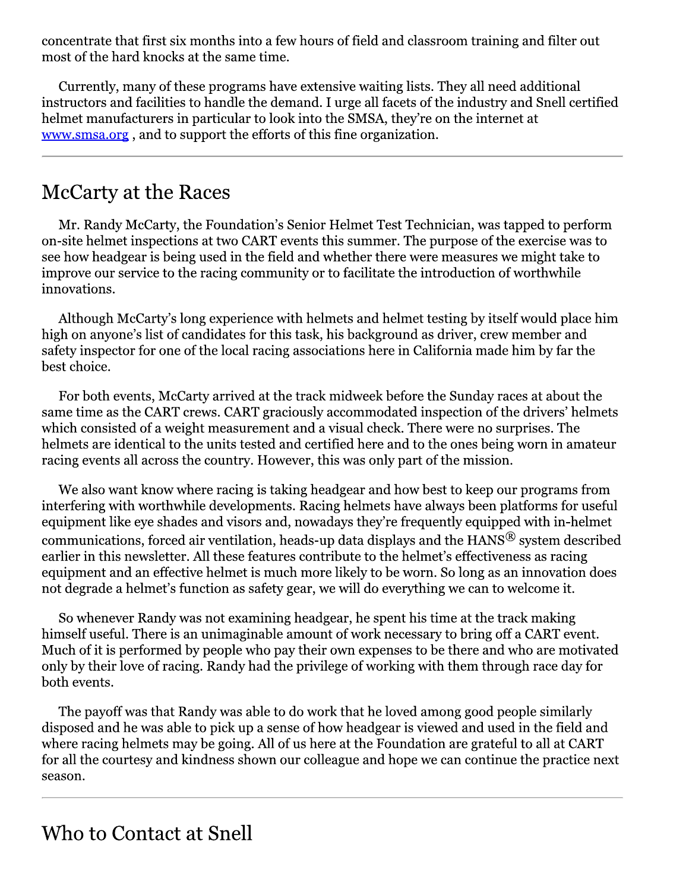concentrate that first six months into a few hours of field and classroom training and filter out most of the hard knocks at the same time.

Currently, many of these programs have extensive waiting lists. They all need additional instructors and facilities to handle the demand. I urge all facets of the industry and Snell certified helmet manufacturers in particular to look into the SMSA, they're on the internet at [www.smsa.org](http://www.smsa.org) , and to support the efforts of this fine organization.

---

## McCarty at the Races

Mr. Randy McCarty, the Foundation's Senior Helmet Test Technician, was tapped to perform on-site helmet inspections at two CART events this summer. The purpose of the exercise was to see how headgear is being used in the field and whether there were measures we might take to improve our service to the racing community or to facilitate the introduction of worthwhile innovations.

Although McCarty's long experience with helmets and helmet testing by itself would place him high on anyone's list of candidates for this task, his background as driver, crew member and safety inspector for one of the local racing associations here in California made him by far the best choice.

For both events, McCarty arrived at the track midweek before the Sunday races at about the same time as the CART crews. CART graciously accommodated inspection of the drivers' helmets which consisted of a weight measurement and a visual check. There were no surprises. The helmets are identical to the units tested and certified here and to the ones being worn in amateur racing events all across the country. However, this was only part of the mission.

We also want know where racing is taking headgear and how best to keep our programs from interfering with worthwhile developments. Racing helmets have always been platforms for useful equipment like eye shades and visors and, nowadays they're frequently equipped with in-helmet communications, forced air ventilation, heads-up data displays and the HANS® system described earlier in this newsletter. All these features contribute to the helmet's effectiveness as racing equipment and an effective helmet is much more likely to be worn. So long as an innovation does not degrade a helmet's function as safety gear, we will do everything we can to welcome it.

So whenever Randy was not examining headgear, he spent his time at the track making himself useful. There is an unimaginable amount of work necessary to bring off a CART event. Much of it is performed by people who pay their own expenses to be there and who are motivated only by their love of racing. Randy had the privilege of working with them through race day for both events.

The payoff was that Randy was able to do work that he loved among good people similarly disposed and he was able to pick up a sense of how headgear is viewed and used in the field and where racing helmets may be going. All of us here at the Foundation are grateful to all at CART for all the courtesy and kindness shown our colleague and hope we can continue the practice next season.

---

## Who to Contact at Snell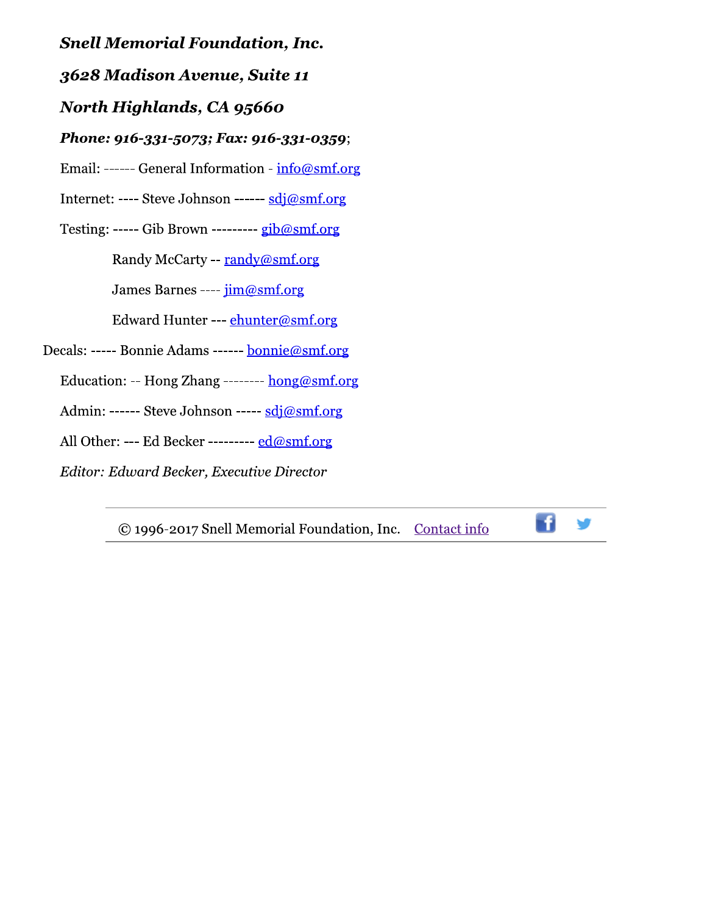***Snell Memorial Foundation, Inc.***

***3628 Madison Avenue, Suite 11***

***North Highlands, CA 95660***

***Phone: 916-331-5073; Fax: 916-331-0359***;

Email: ------ General Information - info@smf.org

Internet: ---- Steve Johnson ------ sdj@smf.org

Testing: ----- Gib Brown --------- gib@smf.org

Randy McCarty -- randy@smf.org

James Barnes ---- jim@smf.org

Edward Hunter --- ehunter@smf.org

Decals: ----- Bonnie Adams ------ bonnie@smf.org

Education: -- Hong Zhang -------- hong@smf.org

Admin: ------ Steve Johnson ----- sdj@smf.org

All Other: --- Ed Becker --------- ed@smf.org

*Editor: Edward Becker, Executive Director*

---

© 1996-2017 Snell Memorial Foundation, Inc. Contact info